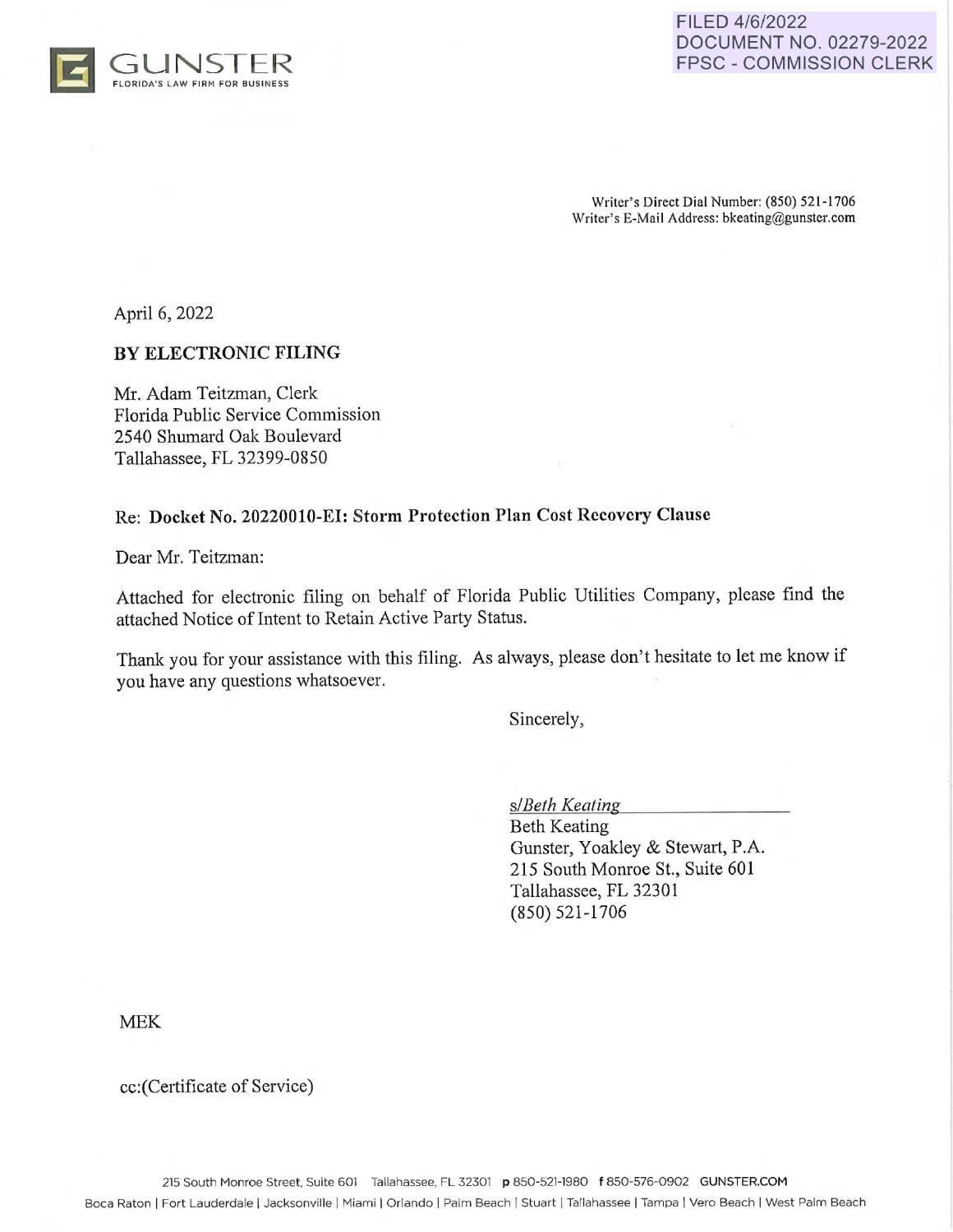GUNSTER
FLORIDA'S LAW FIRM FOR BUSINESS

FILED 4/6/2022
DOCUMENT NO. 02279-2022
FPSC - COMMISSION CLERK

Writer's Direct Dial Number: (850) 521-1706
Writer's E-Mail Address: bkeating@gunster.com

April 6, 2022

**BY ELECTRONIC FILING**

Mr. Adam Teitzman, Clerk
Florida Public Service Commission
2540 Shumard Oak Boulevard
Tallahassee, FL 32399-0850

Re: **Docket No. 20220010-EI: Storm Protection Plan Cost Recovery Clause**

Dear Mr. Teitzman:

Attached for electronic filing on behalf of Florida Public Utilities Company, please find the attached Notice of Intent to Retain Active Party Status.

Thank you for your assistance with this filing. As always, please don't hesitate to let me know if you have any questions whatsoever.

Sincerely,

s/*Beth Keating*
Beth Keating
Gunster, Yoakley & Stewart, P.A.
215 South Monroe St., Suite 601
Tallahassee, FL 32301
(850) 521-1706

MEK

cc:(Certificate of Service)

215 South Monroe Street, Suite 601 Tallahassee, FL 32301 p 850-521-1980 f 850-576-0902 GUNSTER.COM
Boca Raton | Fort Lauderdale | Jacksonville | Miami | Orlando | Palm Beach | Stuart | Tallahassee | Tampa | Vero Beach | West Palm Beach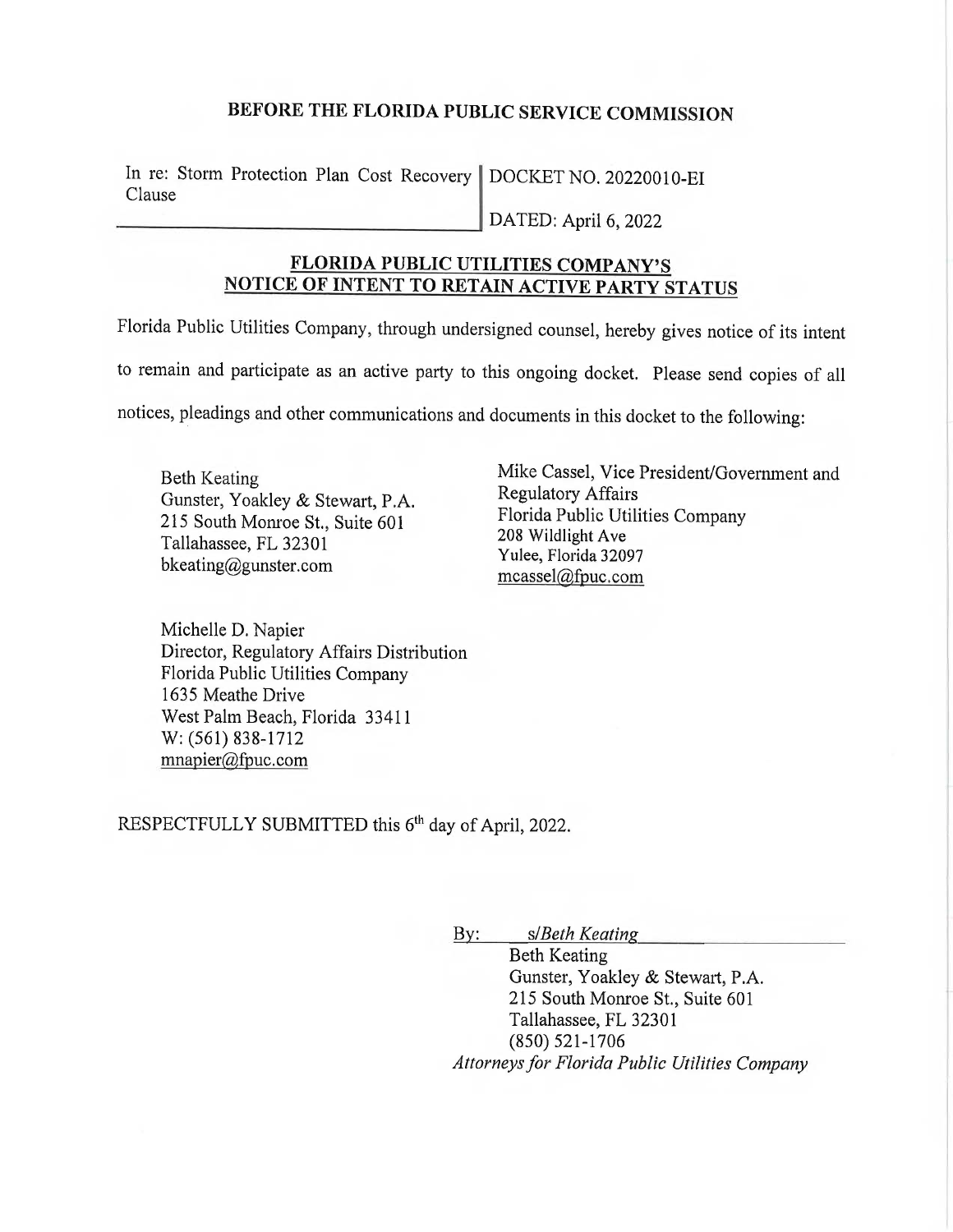## BEFORE THE FLORIDA PUBLIC SERVICE COMMISSION

In re: Storm Protection Plan Cost Recovery Clause

DOCKET NO. 20220010-EI

DATED: April 6, 2022

## FLORIDA PUBLIC UTILITIES COMPANY'S NOTICE OF INTENT TO RETAIN ACTIVE PARTY STATUS

Florida Public Utilities Company, through undersigned counsel, hereby gives notice of its intent to remain and participate as an active party to this ongoing docket. Please send copies of all notices, pleadings and other communications and documents in this docket to the following:

Beth Keating
Gunster, Yoakley & Stewart, P.A.
215 South Monroe St., Suite 601
Tallahassee, FL 32301
bkeating@gunster.com

Mike Cassel, Vice President/Government and Regulatory Affairs
Florida Public Utilities Company
208 Wildlight Ave
Yulee, Florida 32097
mcassel@fpuc.com

Michelle D. Napier
Director, Regulatory Affairs Distribution
Florida Public Utilities Company
1635 Meathe Drive
West Palm Beach, Florida 33411
W: (561) 838-1712
mnapier@fpuc.com

RESPECTFULLY SUBMITTED this 6th day of April, 2022.

By: *s/Beth Keating*
Beth Keating
Gunster, Yoakley & Stewart, P.A.
215 South Monroe St., Suite 601
Tallahassee, FL 32301
(850) 521-1706
*Attorneys for Florida Public Utilities Company*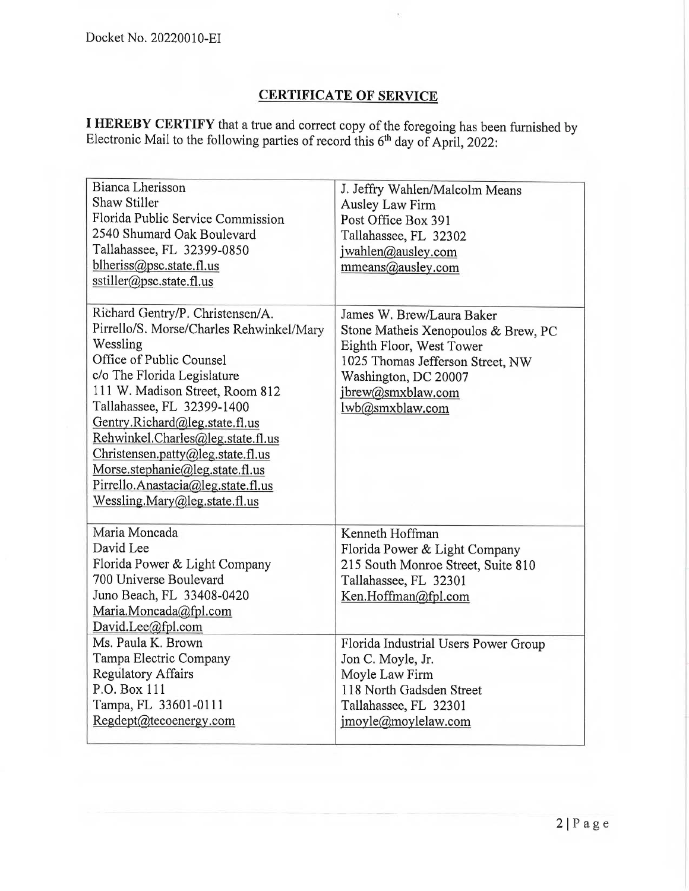Docket No. 20220010-EI

## CERTIFICATE OF SERVICE

**I HEREBY CERTIFY** that a true and correct copy of the foregoing has been furnished by Electronic Mail to the following parties of record this 6th day of April, 2022:

| | |
|---|---|
| Bianca Lherisson<br>Shaw Stiller<br>Florida Public Service Commission<br>2540 Shumard Oak Boulevard<br>Tallahassee, FL 32399-0850<br>blheriss@psc.state.fl.us<br>sstiller@psc.state.fl.us | J. Jeffry Wahlen/Malcolm Means<br>Ausley Law Firm<br>Post Office Box 391<br>Tallahassee, FL 32302<br>jwahlen@ausley.com<br>mmeans@ausley.com |
| Richard Gentry/P. Christensen/A. Pirrello/S. Morse/Charles Rehwinkel/Mary Wessling<br>Office of Public Counsel<br>c/o The Florida Legislature<br>111 W. Madison Street, Room 812<br>Tallahassee, FL 32399-1400<br>Gentry.Richard@leg.state.fl.us<br>Rehwinkel.Charles@leg.state.fl.us<br>Christensen.patty@leg.state.fl.us<br>Morse.stephanie@leg.state.fl.us<br>Pirrello.Anastacia@leg.state.fl.us<br>Wessling.Mary@leg.state.fl.us | James W. Brew/Laura Baker<br>Stone Matheis Xenopoulos & Brew, PC<br>Eighth Floor, West Tower<br>1025 Thomas Jefferson Street, NW<br>Washington, DC 20007<br>jbrew@smxblaw.com<br>lwb@smxblaw.com |
| Maria Moncada<br>David Lee<br>Florida Power & Light Company<br>700 Universe Boulevard<br>Juno Beach, FL 33408-0420<br>Maria.Moncada@fpl.com<br>David.Lee@fpl.com | Kenneth Hoffman<br>Florida Power & Light Company<br>215 South Monroe Street, Suite 810<br>Tallahassee, FL 32301<br>Ken.Hoffman@fpl.com |
| Ms. Paula K. Brown<br>Tampa Electric Company<br>Regulatory Affairs<br>P.O. Box 111<br>Tampa, FL 33601-0111<br>Regdept@tecoenergy.com | Florida Industrial Users Power Group<br>Jon C. Moyle, Jr.<br>Moyle Law Firm<br>118 North Gadsden Street<br>Tallahassee, FL 32301<br>jmoyle@moylelaw.com |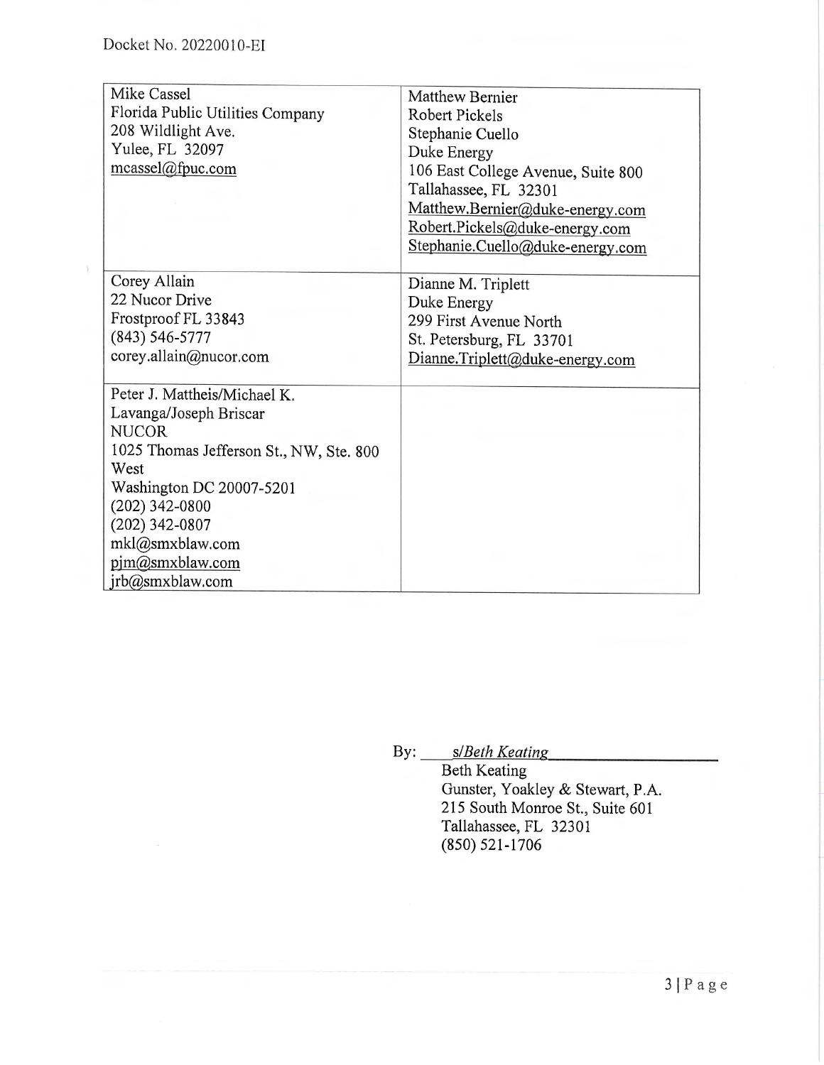Docket No. 20220010-EI

| | |
|---|---|
| Mike Cassel<br>Florida Public Utilities Company<br>208 Wildlight Ave.<br>Yulee, FL 32097<br>mcassel@fpuc.com | Matthew Bernier<br>Robert Pickels<br>Stephanie Cuello<br>Duke Energy<br>106 East College Avenue, Suite 800<br>Tallahassee, FL 32301<br>Matthew.Bernier@duke-energy.com<br>Robert.Pickels@duke-energy.com<br>Stephanie.Cuello@duke-energy.com |
| Corey Allain<br>22 Nucor Drive<br>Frostproof FL 33843<br>(843) 546-5777<br>corey.allain@nucor.com | Dianne M. Triplett<br>Duke Energy<br>299 First Avenue North<br>St. Petersburg, FL 33701<br>Dianne.Triplett@duke-energy.com |
| Peter J. Mattheis/Michael K. Lavanga/Joseph Briscar<br>NUCOR<br>1025 Thomas Jefferson St., NW, Ste. 800 West<br>Washington DC 20007-5201<br>(202) 342-0800<br>(202) 342-0807<br>mkl@smxblaw.com<br>pjm@smxblaw.com<br>jrb@smxblaw.com | |

By: *s/Beth Keating*

Beth Keating
Gunster, Yoakley & Stewart, P.A.
215 South Monroe St., Suite 601
Tallahassee, FL 32301
(850) 521-1706